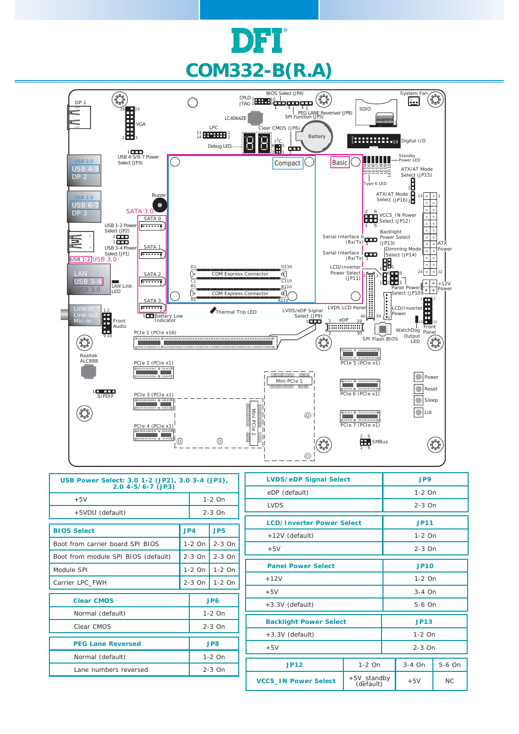# DFI

# COM332-B(R.A)

| USB Power Select: 3.0 1-2 (JP2), 3.0 3-4 (JP1), 2.0 4-5/6-7 (JP3) | |
|---|---|
| +5V | 1-2 On |
| +5VDU (default) | 2-3 On |

| BIOS Select | JP4 | JP5 |
|---|---|---|
| Boot from carrier board SPI BIOS | 1-2 On | 2-3 On |
| Boot from module SPI BIOS (default) | 2-3 On | 2-3 On |
| Module SPI | 1-2 On | 1-2 On |
| Carrier LPC_FWH | 2-3 On | 1-2 On |

| Clear CMOS | JP6 |
|---|---|
| Normal (default) | 1-2 On |
| Clear CMOS | 2-3 On |

| PEG Lane Reversed | JP8 |
|---|---|
| Normal (default) | 1-2 On |
| Lane numbers reversed | 2-3 On |

| LVDS/eDP Signal Select | JP9 |
|---|---|
| eDP (default) | 1-2 On |
| LVDS | 2-3 On |

| LCD/Inverter Power Select | JP11 |
|---|---|
| +12V (default) | 1-2 On |
| +5V | 2-3 On |

| Panel Power Select | JP10 |
|---|---|
| +12V | 1-2 On |
| +5V | 3-4 On |
| +3.3V (default) | 5-6 On |

| Backlight Power Select | JP13 |
|---|---|
| +3.3V (default) | 1-2 On |
| +5V | 2-3 On |

| JP12 | 1-2 On | 3-4 On | 5-6 On |
|---|---|---|---|
| VCC5_IN Power Select | +5V_standby (default) | +5V | NC |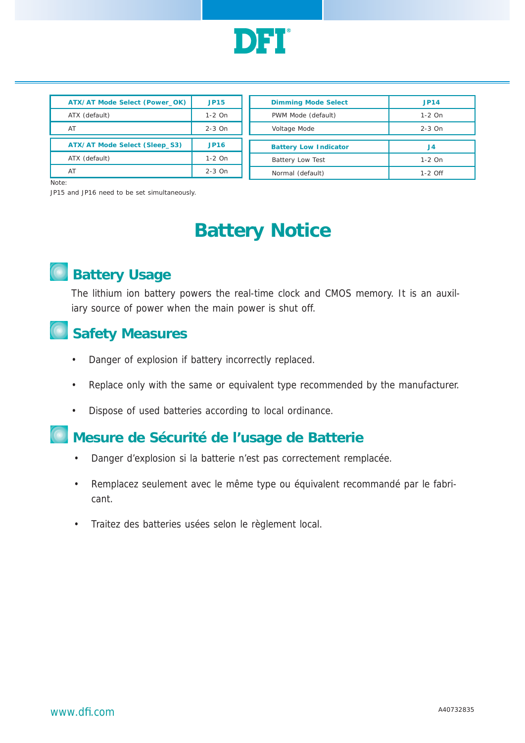| ATX/AT Mode Select (Power_OK) | JP15 |
|---|---|
| ATX (default) | 1-2 On |
| AT | 2-3 On |

| ATX/AT Mode Select (Sleep_S3) | JP16 |
|---|---|
| ATX (default) | 1-2 On |
| AT | 2-3 On |

Note:

JP15 and JP16 need to be set simultaneously.

| Dimming Mode Select | JP14 |
|---|---|
| PWM Mode (default) | 1-2 On |
| Voltage Mode | 2-3 On |

| Battery Low Indicator | J4 |
|---|---|
| Battery Low Test | 1-2 On |
| Normal (default) | 1-2 Off |

# Battery Notice

## Battery Usage

The lithium ion battery powers the real-time clock and CMOS memory. It is an auxiliary source of power when the main power is shut off.

## Safety Measures

- Danger of explosion if battery incorrectly replaced.
- Replace only with the same or equivalent type recommended by the manufacturer.
- Dispose of used batteries according to local ordinance.

## Mesure de Sécurité de l'usage de Batterie

- Danger d'explosion si la batterie n'est pas correctement remplacée.
- Remplacez seulement avec le même type ou équivalent recommandé par le fabricant.
- Traitez des batteries usées selon le règlement local.

www.dfi.com

A40732835